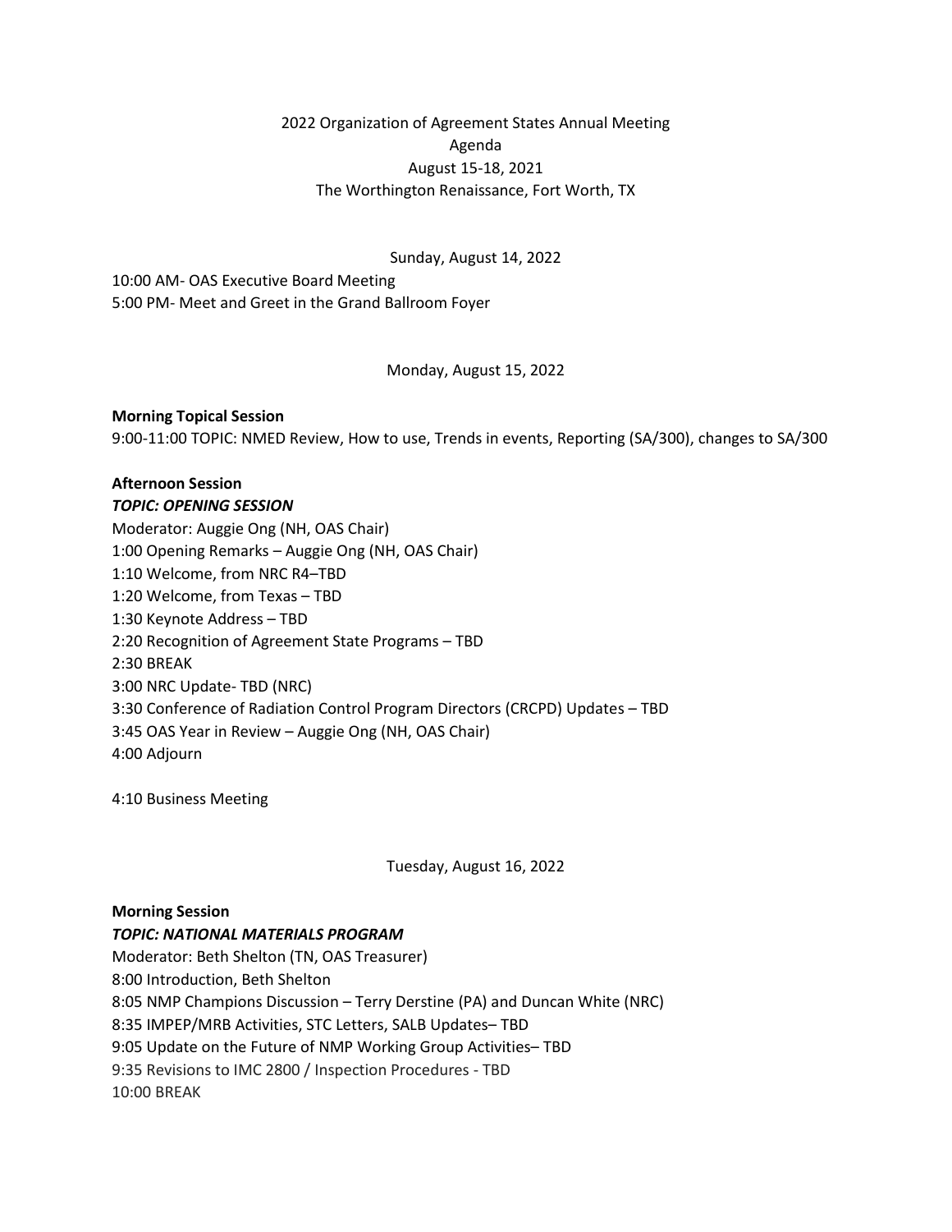2022 Organization of Agreement States Annual Meeting
Agenda
August 15-18, 2021
The Worthington Renaissance, Fort Worth, TX

Sunday, August 14, 2022

10:00 AM- OAS Executive Board Meeting
5:00 PM- Meet and Greet in the Grand Ballroom Foyer

Monday, August 15, 2022

**Morning Topical Session**
9:00-11:00 TOPIC: NMED Review, How to use, Trends in events, Reporting (SA/300), changes to SA/300

**Afternoon Session**
***TOPIC: OPENING SESSION***
Moderator: Auggie Ong (NH, OAS Chair)
1:00 Opening Remarks – Auggie Ong (NH, OAS Chair)
1:10 Welcome, from NRC R4–TBD
1:20 Welcome, from Texas – TBD
1:30 Keynote Address – TBD
2:20 Recognition of Agreement State Programs – TBD
2:30 BREAK
3:00 NRC Update- TBD (NRC)
3:30 Conference of Radiation Control Program Directors (CRCPD) Updates – TBD
3:45 OAS Year in Review – Auggie Ong (NH, OAS Chair)
4:00 Adjourn

4:10 Business Meeting

Tuesday, August 16, 2022

**Morning Session**
***TOPIC: NATIONAL MATERIALS PROGRAM***
Moderator: Beth Shelton (TN, OAS Treasurer)
8:00 Introduction, Beth Shelton
8:05 NMP Champions Discussion – Terry Derstine (PA) and Duncan White (NRC)
8:35 IMPEP/MRB Activities, STC Letters, SALB Updates– TBD
9:05 Update on the Future of NMP Working Group Activities– TBD
9:35 Revisions to IMC 2800 / Inspection Procedures - TBD
10:00 BREAK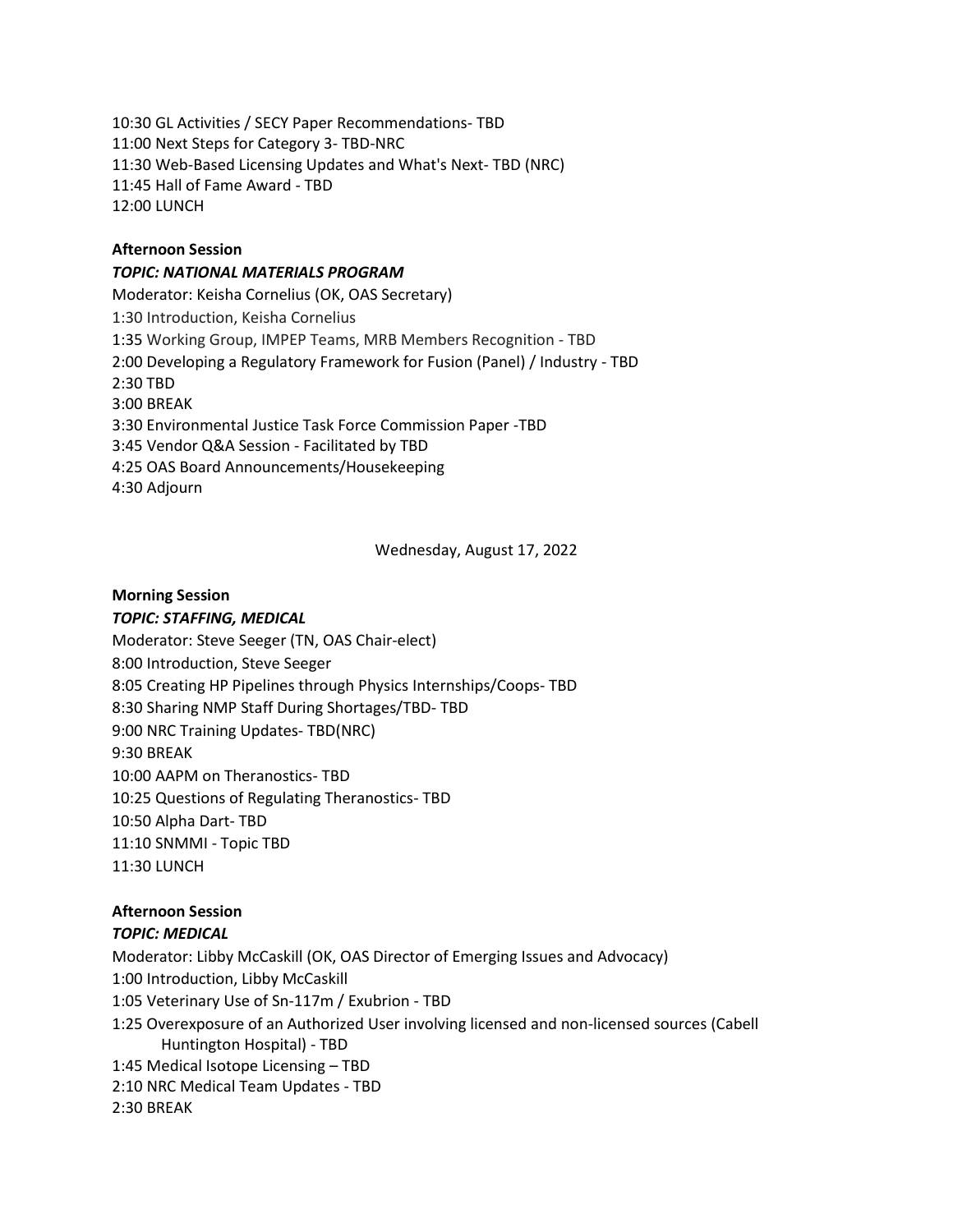10:30 GL Activities / SECY Paper Recommendations- TBD
11:00 Next Steps for Category 3- TBD-NRC
11:30 Web-Based Licensing Updates and What's Next- TBD (NRC)
11:45 Hall of Fame Award - TBD
12:00 LUNCH

**Afternoon Session**

***TOPIC: NATIONAL MATERIALS PROGRAM***

Moderator: Keisha Cornelius (OK, OAS Secretary)
1:30 Introduction, Keisha Cornelius
1:35 Working Group, IMPEP Teams, MRB Members Recognition - TBD
2:00 Developing a Regulatory Framework for Fusion (Panel) / Industry - TBD
2:30 TBD
3:00 BREAK
3:30 Environmental Justice Task Force Commission Paper -TBD
3:45 Vendor Q&A Session - Facilitated by TBD
4:25 OAS Board Announcements/Housekeeping
4:30 Adjourn

Wednesday, August 17, 2022

**Morning Session**

***TOPIC: STAFFING, MEDICAL***

Moderator: Steve Seeger (TN, OAS Chair-elect)
8:00 Introduction, Steve Seeger
8:05 Creating HP Pipelines through Physics Internships/Coops- TBD
8:30 Sharing NMP Staff During Shortages/TBD- TBD
9:00 NRC Training Updates- TBD(NRC)
9:30 BREAK
10:00 AAPM on Theranostics- TBD
10:25 Questions of Regulating Theranostics- TBD
10:50 Alpha Dart- TBD
11:10 SNMMI - Topic TBD
11:30 LUNCH

**Afternoon Session**

***TOPIC: MEDICAL***

Moderator: Libby McCaskill (OK, OAS Director of Emerging Issues and Advocacy)
1:00 Introduction, Libby McCaskill
1:05 Veterinary Use of Sn-117m / Exubrion - TBD
1:25 Overexposure of an Authorized User involving licensed and non-licensed sources (Cabell Huntington Hospital) - TBD
1:45 Medical Isotope Licensing – TBD
2:10 NRC Medical Team Updates - TBD
2:30 BREAK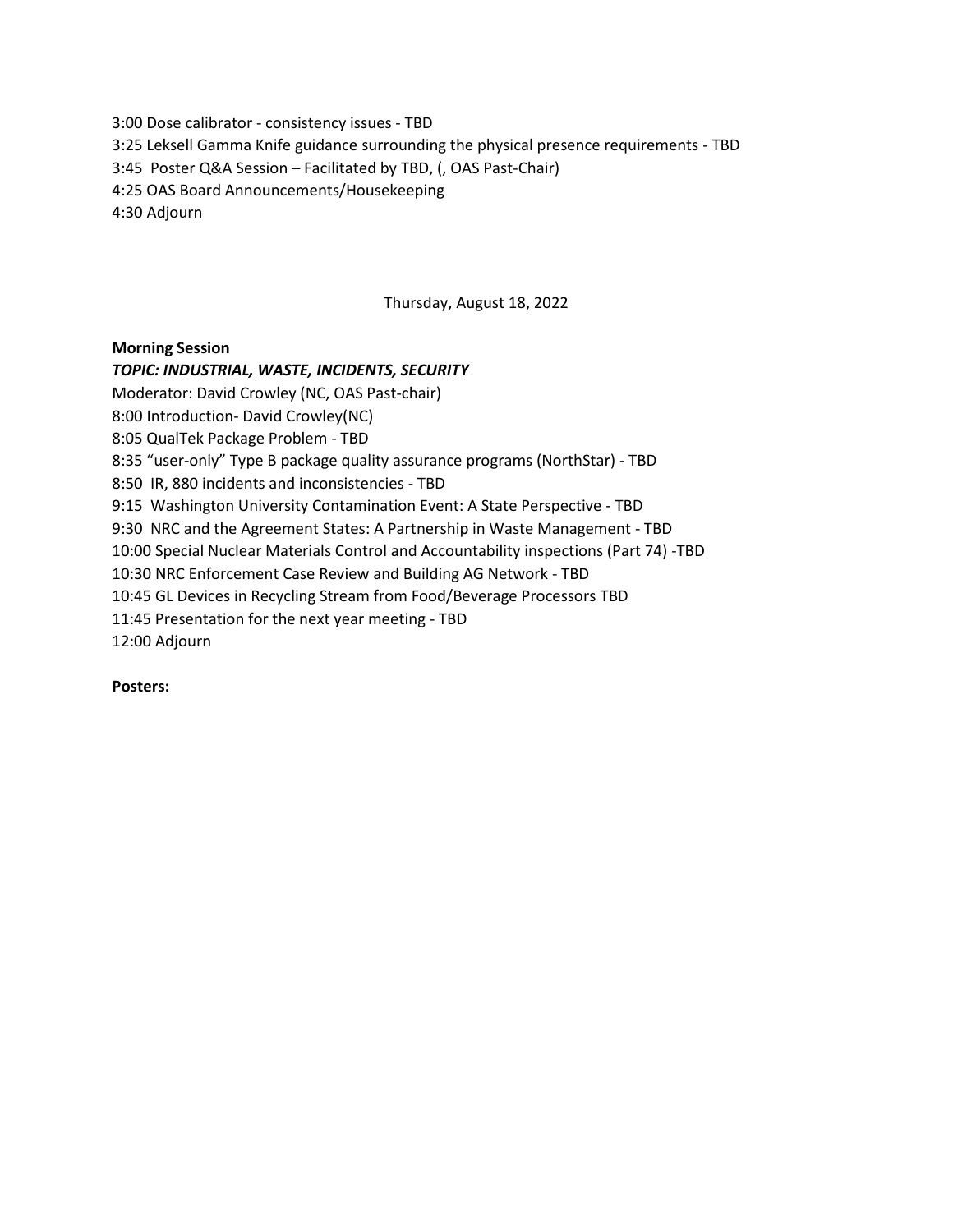3:00 Dose calibrator - consistency issues - TBD

3:25 Leksell Gamma Knife guidance surrounding the physical presence requirements - TBD

3:45 Poster Q&A Session – Facilitated by TBD, (, OAS Past-Chair)

4:25 OAS Board Announcements/Housekeeping

4:30 Adjourn

Thursday, August 18, 2022

**Morning Session**

***TOPIC: INDUSTRIAL, WASTE, INCIDENTS, SECURITY***

Moderator: David Crowley (NC, OAS Past-chair)

8:00 Introduction- David Crowley(NC)

8:05 QualTek Package Problem - TBD

8:35 "user-only" Type B package quality assurance programs (NorthStar) - TBD

8:50 IR, 880 incidents and inconsistencies - TBD

9:15 Washington University Contamination Event: A State Perspective - TBD

9:30 NRC and the Agreement States: A Partnership in Waste Management - TBD

10:00 Special Nuclear Materials Control and Accountability inspections (Part 74) -TBD

10:30 NRC Enforcement Case Review and Building AG Network - TBD

10:45 GL Devices in Recycling Stream from Food/Beverage Processors TBD

11:45 Presentation for the next year meeting - TBD

12:00 Adjourn

**Posters:**